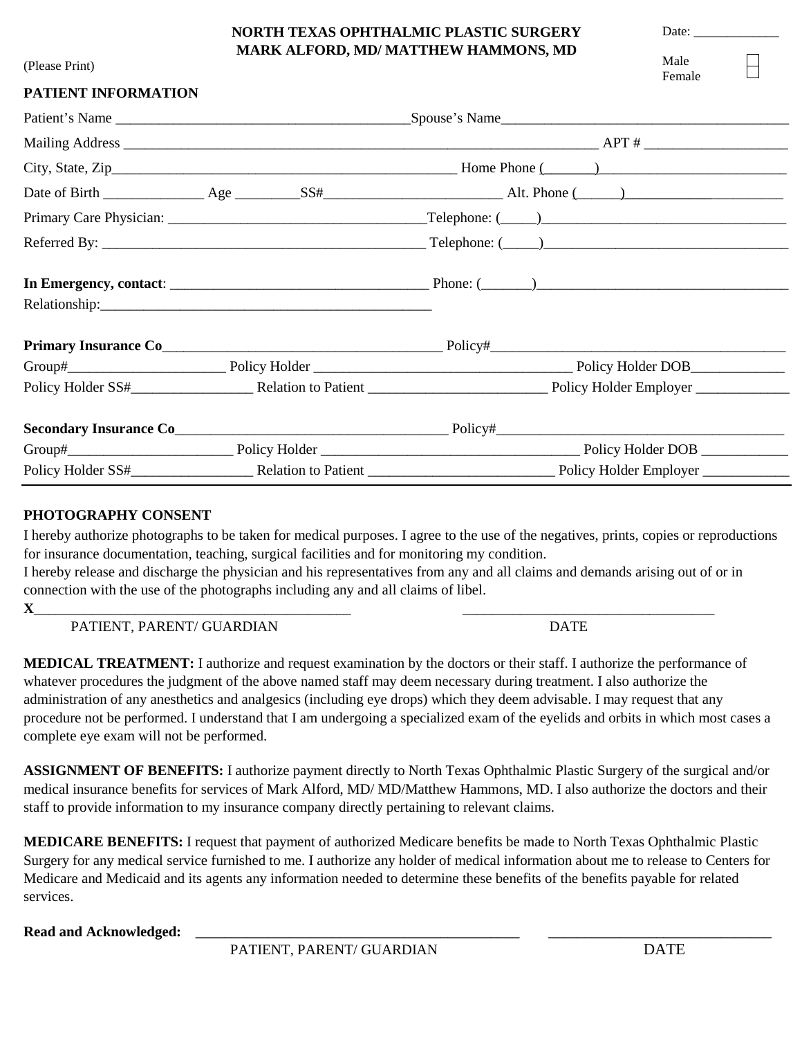**NORTH TEXAS OPHTHALMIC PLASTIC SURGERY**
**MARK ALFORD, MD/ MATTHEW HAMMONS, MD**

Date: _____________

Male ☐
Female ☐

(Please Print)

**PATIENT INFORMATION**

Patient's Name ________________________________________Spouse's Name________________________________________

Mailing Address _________________________________________________________________ APT # ___________________

City, State, Zip______________________________________________ Home Phone (_______)__________________________

Date of Birth ______________ Age ________SS#_________________________ Alt. Phone (______)______________________

Primary Care Physician: __________________________________Telephone: (_____)__________________________________

Referred By: ___________________________________________ Telephone: (_____)__________________________________

**In Emergency, contact**: ___________________________________ Phone: (_______)___________________________________

Relationship:______________________________________________

**Primary Insurance Co**______________________________________ Policy#_________________________________________

Group#_____________________ Policy Holder ___________________________________ Policy Holder DOB_____________

Policy Holder SS#________________ Relation to Patient ________________________ Policy Holder Employer _____________

**Secondary Insurance Co**_____________________________________ Policy#_______________________________________

Group#______________________ Policy Holder __________________________________ Policy Holder DOB ____________

Policy Holder SS#________________ Relation to Patient _________________________ Policy Holder Employer ____________

---

**PHOTOGRAPHY CONSENT**

I hereby authorize photographs to be taken for medical purposes. I agree to the use of the negatives, prints, copies or reproductions for insurance documentation, teaching, surgical facilities and for monitoring my condition.
I hereby release and discharge the physician and his representatives from any and all claims and demands arising out of or in connection with the use of the photographs including any and all claims of libel.

**X**_____________________________________________ ___________________________________

PATIENT, PARENT/ GUARDIAN DATE

**MEDICAL TREATMENT:** I authorize and request examination by the doctors or their staff. I authorize the performance of whatever procedures the judgment of the above named staff may deem necessary during treatment. I also authorize the administration of any anesthetics and analgesics (including eye drops) which they deem advisable. I may request that any procedure not be performed. I understand that I am undergoing a specialized exam of the eyelids and orbits in which most cases a complete eye exam will not be performed.

**ASSIGNMENT OF BENEFITS:** I authorize payment directly to North Texas Ophthalmic Plastic Surgery of the surgical and/or medical insurance benefits for services of Mark Alford, MD/ MD/Matthew Hammons, MD. I also authorize the doctors and their staff to provide information to my insurance company directly pertaining to relevant claims.

**MEDICARE BENEFITS:** I request that payment of authorized Medicare benefits be made to North Texas Ophthalmic Plastic Surgery for any medical service furnished to me. I authorize any holder of medical information about me to release to Centers for Medicare and Medicaid and its agents any information needed to determine these benefits of the benefits payable for related services.

**Read and Acknowledged:** _____________________________________________ ______________________________

PATIENT, PARENT/ GUARDIAN DATE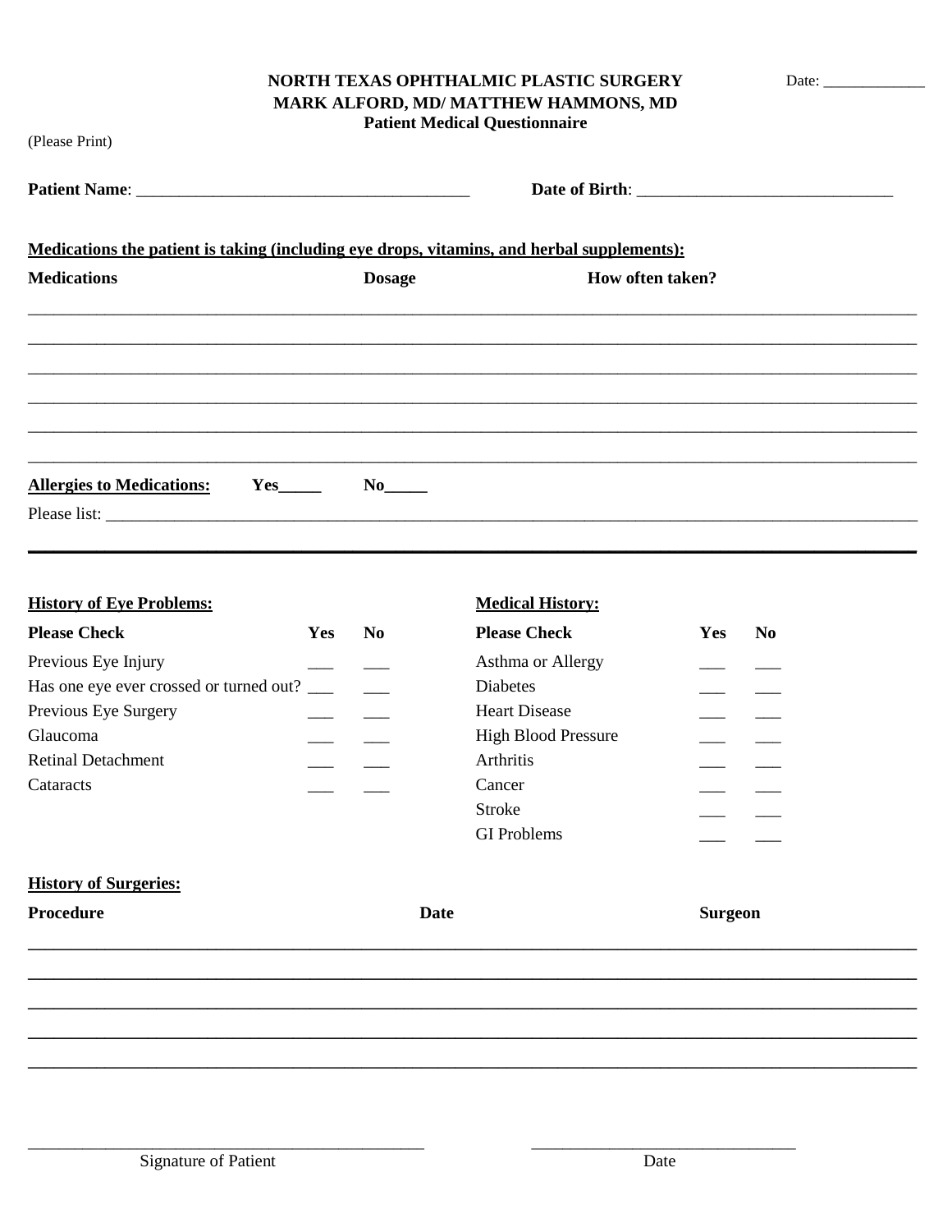**NORTH TEXAS OPHTHALMIC PLASTIC SURGERY**
**MARK ALFORD, MD/ MATTHEW HAMMONS, MD**
**Patient Medical Questionnaire**

Date: _____________

(Please Print)

**Patient Name**: ________________________________________ **Date of Birth**: ______________________________

**Medications the patient is taking (including eye drops, vitamins, and herbal supplements):**

| Medications | Dosage | How often taken? |
| --- | --- | --- |
| | | |
| | | |
| | | |
| | | |
| | | |
| | | |

**Allergies to Medications:** **Yes_____** **No_____**

Please list: ______________________________________________________________________________________

**History of Eye Problems:**

| Please Check | Yes | No |
| --- | --- | --- |
| Previous Eye Injury | ___ | ___ |
| Has one eye ever crossed or turned out? | ___ | ___ |
| Previous Eye Surgery | ___ | ___ |
| Glaucoma | ___ | ___ |
| Retinal Detachment | ___ | ___ |
| Cataracts | ___ | ___ |

**Medical History:**

| Please Check | Yes | No |
| --- | --- | --- |
| Asthma or Allergy | ___ | ___ |
| Diabetes | ___ | ___ |
| Heart Disease | ___ | ___ |
| High Blood Pressure | ___ | ___ |
| Arthritis | ___ | ___ |
| Cancer | ___ | ___ |
| Stroke | ___ | ___ |
| GI Problems | ___ | ___ |

**History of Surgeries:**

| Procedure | Date | Surgeon |
| --- | --- | --- |
| | | |
| | | |
| | | |
| | | |
| | | |

_______________________________________ _______________________________

Signature of Patient Date